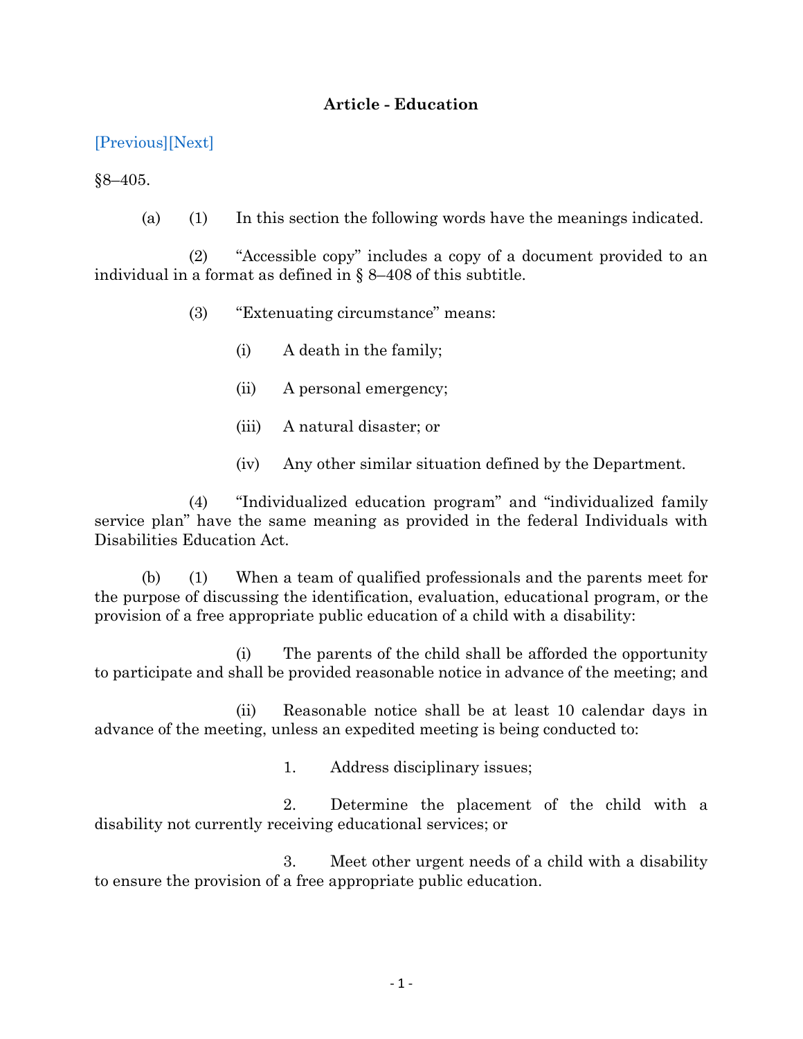**Article - Education**

[Previous][Next]

§8–405.

(a) (1) In this section the following words have the meanings indicated.

(2) "Accessible copy" includes a copy of a document provided to an individual in a format as defined in § 8–408 of this subtitle.

(3) "Extenuating circumstance" means:

(i) A death in the family;

(ii) A personal emergency;

(iii) A natural disaster; or

(iv) Any other similar situation defined by the Department.

(4) "Individualized education program" and "individualized family service plan" have the same meaning as provided in the federal Individuals with Disabilities Education Act.

(b) (1) When a team of qualified professionals and the parents meet for the purpose of discussing the identification, evaluation, educational program, or the provision of a free appropriate public education of a child with a disability:

(i) The parents of the child shall be afforded the opportunity to participate and shall be provided reasonable notice in advance of the meeting; and

(ii) Reasonable notice shall be at least 10 calendar days in advance of the meeting, unless an expedited meeting is being conducted to:

1. Address disciplinary issues;

2. Determine the placement of the child with a disability not currently receiving educational services; or

3. Meet other urgent needs of a child with a disability to ensure the provision of a free appropriate public education.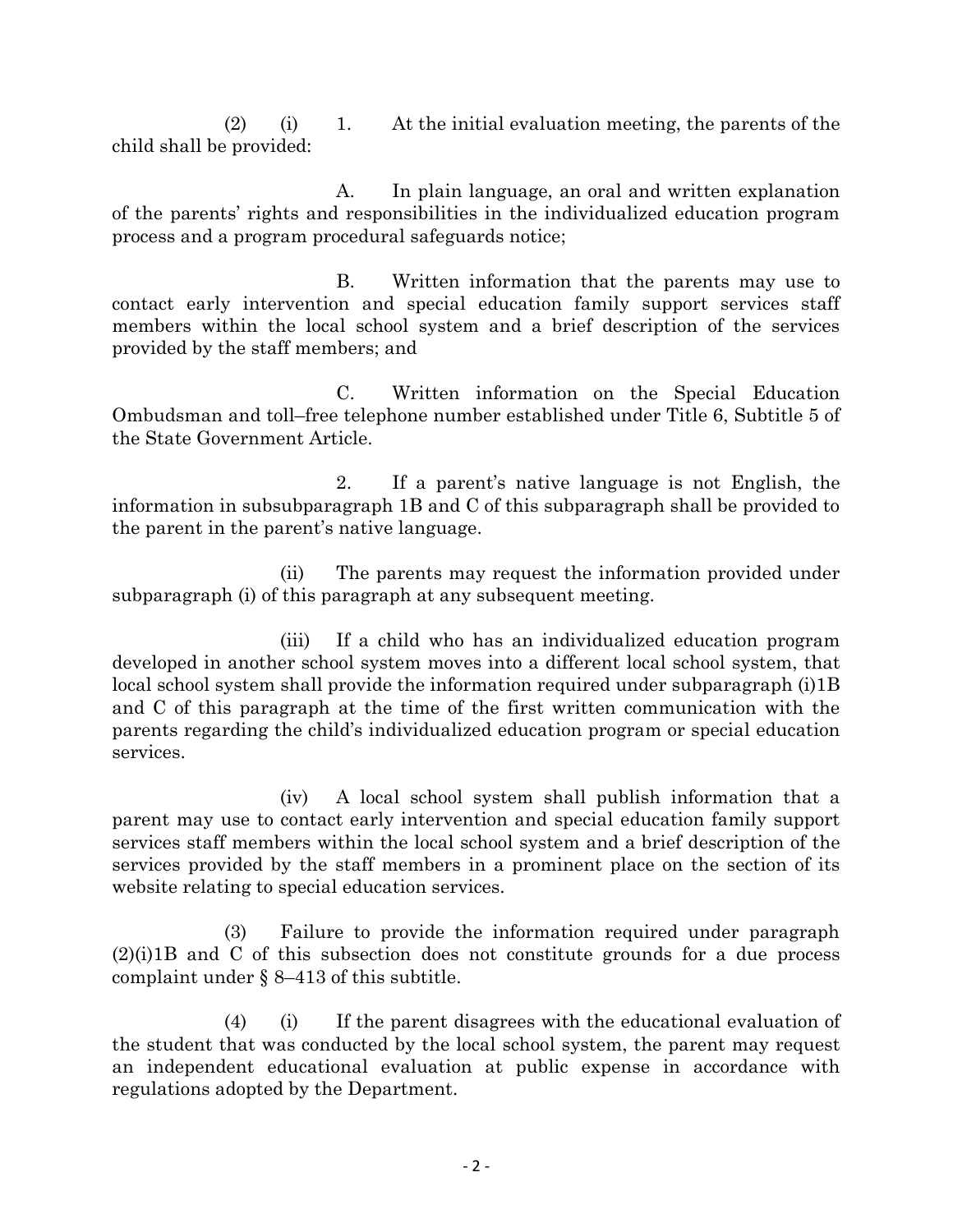(2) (i) 1. At the initial evaluation meeting, the parents of the child shall be provided:

A. In plain language, an oral and written explanation of the parents' rights and responsibilities in the individualized education program process and a program procedural safeguards notice;

B. Written information that the parents may use to contact early intervention and special education family support services staff members within the local school system and a brief description of the services provided by the staff members; and

C. Written information on the Special Education Ombudsman and toll–free telephone number established under Title 6, Subtitle 5 of the State Government Article.

2. If a parent's native language is not English, the information in subsubparagraph 1B and C of this subparagraph shall be provided to the parent in the parent's native language.

(ii) The parents may request the information provided under subparagraph (i) of this paragraph at any subsequent meeting.

(iii) If a child who has an individualized education program developed in another school system moves into a different local school system, that local school system shall provide the information required under subparagraph (i)1B and C of this paragraph at the time of the first written communication with the parents regarding the child's individualized education program or special education services.

(iv) A local school system shall publish information that a parent may use to contact early intervention and special education family support services staff members within the local school system and a brief description of the services provided by the staff members in a prominent place on the section of its website relating to special education services.

(3) Failure to provide the information required under paragraph (2)(i)1B and C of this subsection does not constitute grounds for a due process complaint under § 8–413 of this subtitle.

(4) (i) If the parent disagrees with the educational evaluation of the student that was conducted by the local school system, the parent may request an independent educational evaluation at public expense in accordance with regulations adopted by the Department.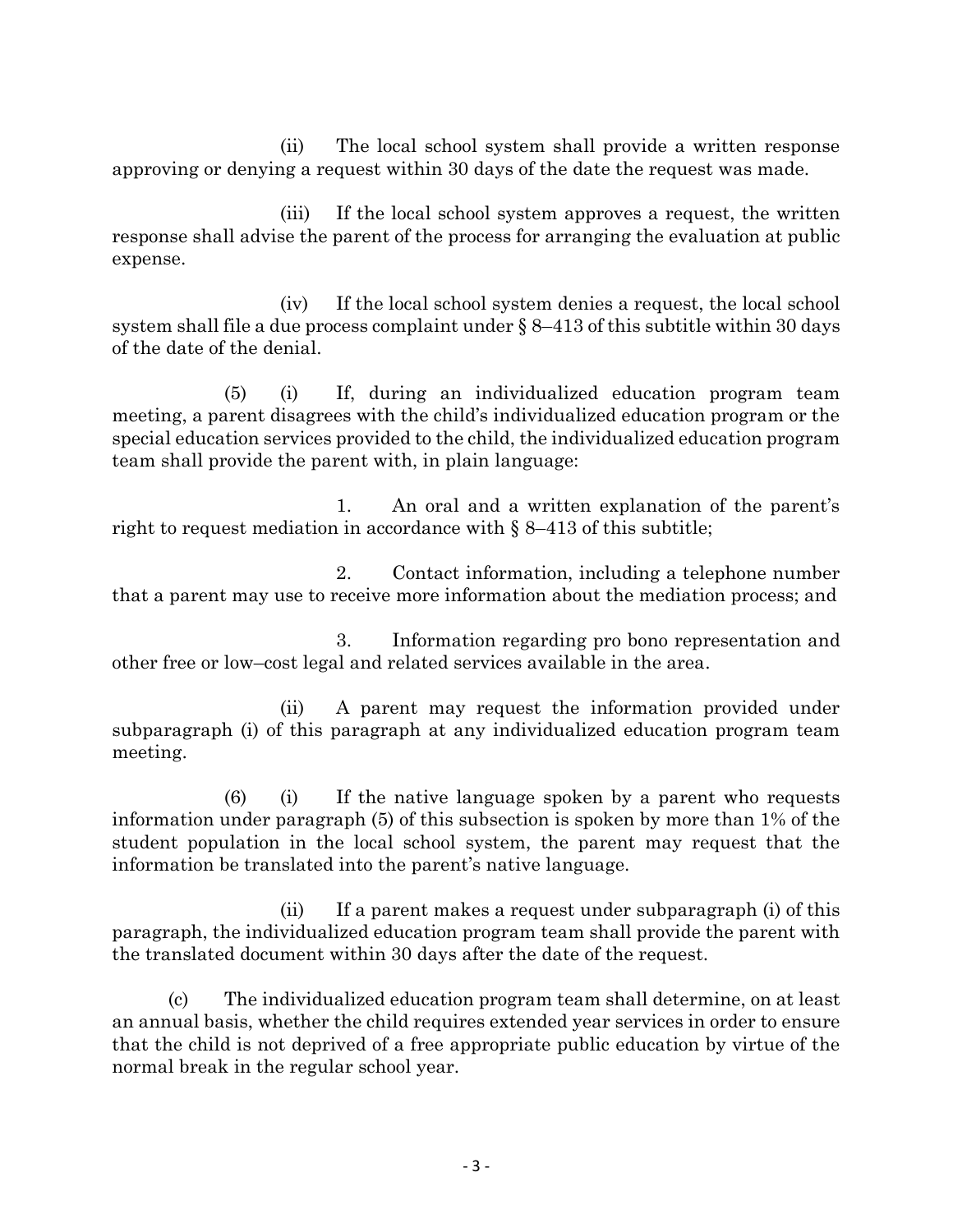(ii) The local school system shall provide a written response approving or denying a request within 30 days of the date the request was made.

(iii) If the local school system approves a request, the written response shall advise the parent of the process for arranging the evaluation at public expense.

(iv) If the local school system denies a request, the local school system shall file a due process complaint under § 8–413 of this subtitle within 30 days of the date of the denial.

(5) (i) If, during an individualized education program team meeting, a parent disagrees with the child's individualized education program or the special education services provided to the child, the individualized education program team shall provide the parent with, in plain language:

1. An oral and a written explanation of the parent's right to request mediation in accordance with § 8–413 of this subtitle;

2. Contact information, including a telephone number that a parent may use to receive more information about the mediation process; and

3. Information regarding pro bono representation and other free or low–cost legal and related services available in the area.

(ii) A parent may request the information provided under subparagraph (i) of this paragraph at any individualized education program team meeting.

(6) (i) If the native language spoken by a parent who requests information under paragraph (5) of this subsection is spoken by more than 1% of the student population in the local school system, the parent may request that the information be translated into the parent's native language.

(ii) If a parent makes a request under subparagraph (i) of this paragraph, the individualized education program team shall provide the parent with the translated document within 30 days after the date of the request.

(c) The individualized education program team shall determine, on at least an annual basis, whether the child requires extended year services in order to ensure that the child is not deprived of a free appropriate public education by virtue of the normal break in the regular school year.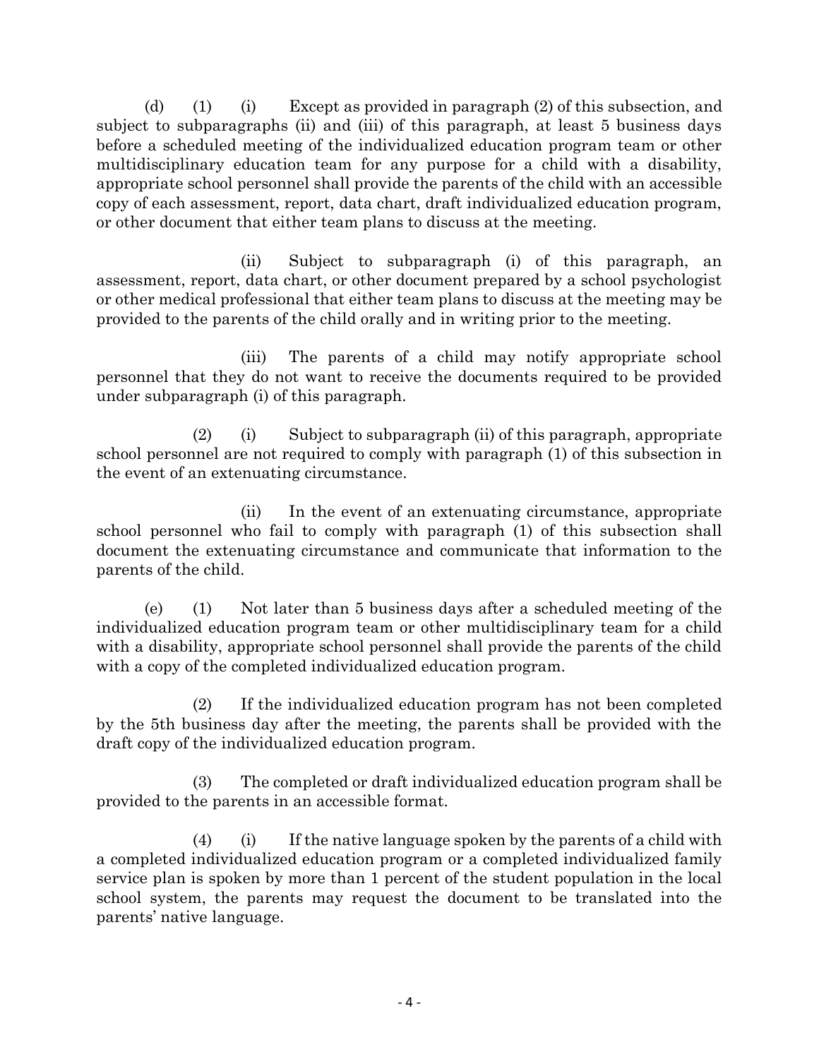(d) (1) (i) Except as provided in paragraph (2) of this subsection, and subject to subparagraphs (ii) and (iii) of this paragraph, at least 5 business days before a scheduled meeting of the individualized education program team or other multidisciplinary education team for any purpose for a child with a disability, appropriate school personnel shall provide the parents of the child with an accessible copy of each assessment, report, data chart, draft individualized education program, or other document that either team plans to discuss at the meeting.

(ii) Subject to subparagraph (i) of this paragraph, an assessment, report, data chart, or other document prepared by a school psychologist or other medical professional that either team plans to discuss at the meeting may be provided to the parents of the child orally and in writing prior to the meeting.

(iii) The parents of a child may notify appropriate school personnel that they do not want to receive the documents required to be provided under subparagraph (i) of this paragraph.

(2) (i) Subject to subparagraph (ii) of this paragraph, appropriate school personnel are not required to comply with paragraph (1) of this subsection in the event of an extenuating circumstance.

(ii) In the event of an extenuating circumstance, appropriate school personnel who fail to comply with paragraph (1) of this subsection shall document the extenuating circumstance and communicate that information to the parents of the child.

(e) (1) Not later than 5 business days after a scheduled meeting of the individualized education program team or other multidisciplinary team for a child with a disability, appropriate school personnel shall provide the parents of the child with a copy of the completed individualized education program.

(2) If the individualized education program has not been completed by the 5th business day after the meeting, the parents shall be provided with the draft copy of the individualized education program.

(3) The completed or draft individualized education program shall be provided to the parents in an accessible format.

(4) (i) If the native language spoken by the parents of a child with a completed individualized education program or a completed individualized family service plan is spoken by more than 1 percent of the student population in the local school system, the parents may request the document to be translated into the parents' native language.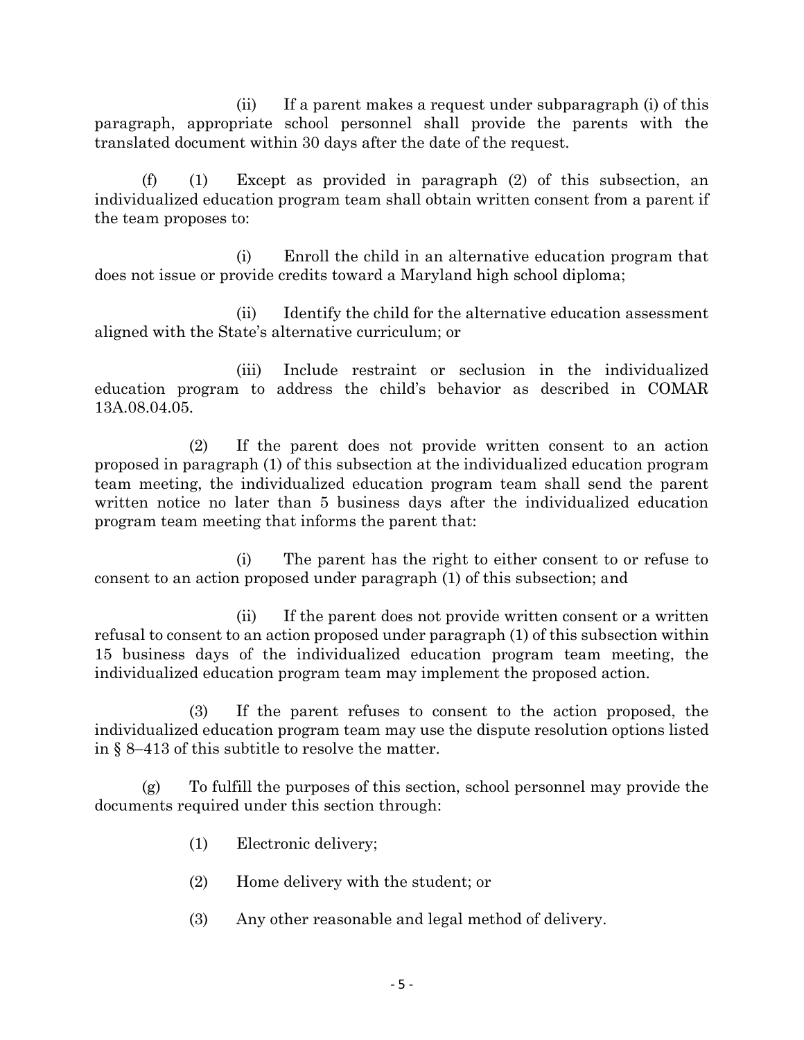(ii) If a parent makes a request under subparagraph (i) of this paragraph, appropriate school personnel shall provide the parents with the translated document within 30 days after the date of the request.

(f) (1) Except as provided in paragraph (2) of this subsection, an individualized education program team shall obtain written consent from a parent if the team proposes to:

(i) Enroll the child in an alternative education program that does not issue or provide credits toward a Maryland high school diploma;

(ii) Identify the child for the alternative education assessment aligned with the State's alternative curriculum; or

(iii) Include restraint or seclusion in the individualized education program to address the child's behavior as described in COMAR 13A.08.04.05.

(2) If the parent does not provide written consent to an action proposed in paragraph (1) of this subsection at the individualized education program team meeting, the individualized education program team shall send the parent written notice no later than 5 business days after the individualized education program team meeting that informs the parent that:

(i) The parent has the right to either consent to or refuse to consent to an action proposed under paragraph (1) of this subsection; and

(ii) If the parent does not provide written consent or a written refusal to consent to an action proposed under paragraph (1) of this subsection within 15 business days of the individualized education program team meeting, the individualized education program team may implement the proposed action.

(3) If the parent refuses to consent to the action proposed, the individualized education program team may use the dispute resolution options listed in § 8–413 of this subtitle to resolve the matter.

(g) To fulfill the purposes of this section, school personnel may provide the documents required under this section through:

(1) Electronic delivery;

(2) Home delivery with the student; or

(3) Any other reasonable and legal method of delivery.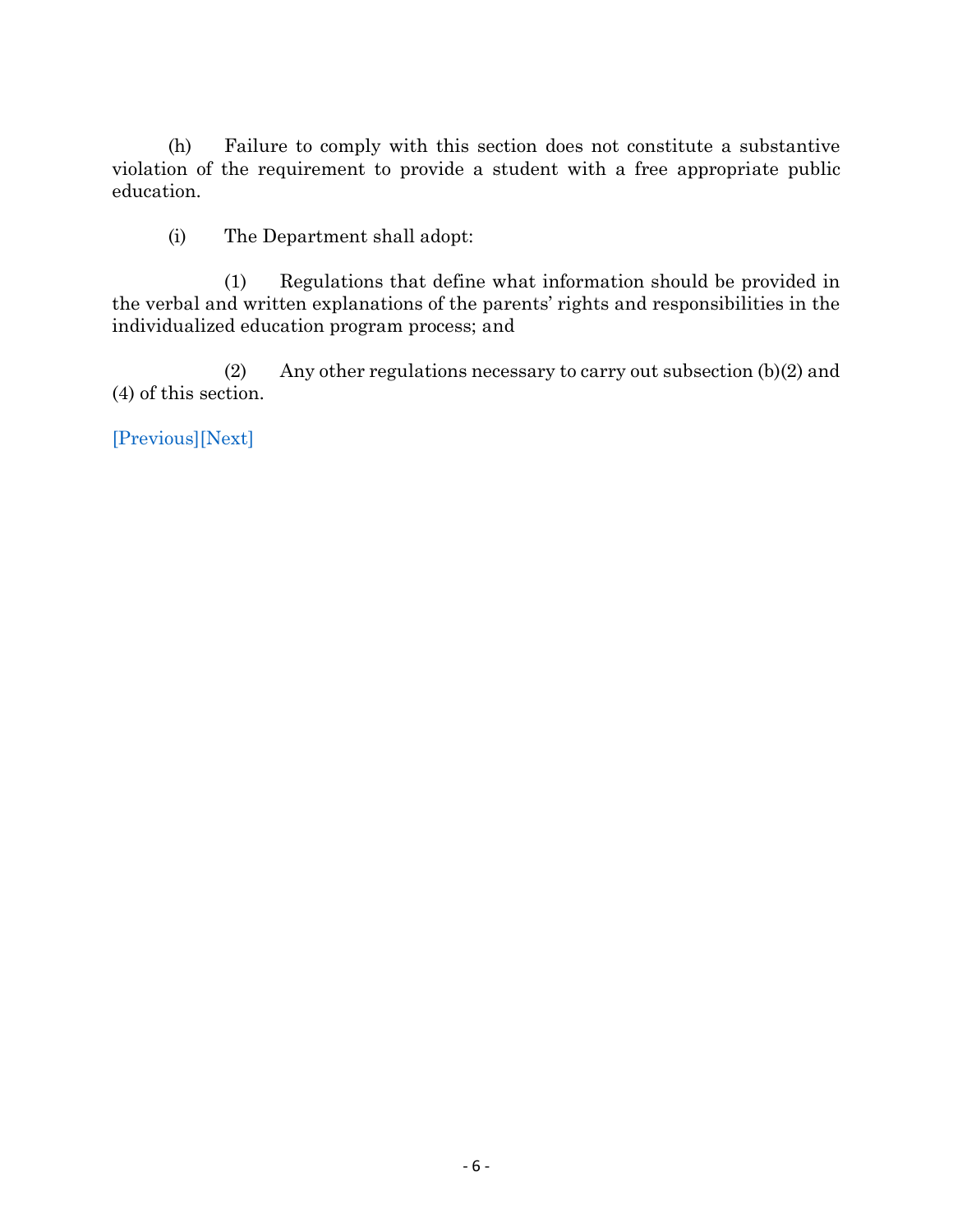(h) Failure to comply with this section does not constitute a substantive violation of the requirement to provide a student with a free appropriate public education.

(i) The Department shall adopt:

(1) Regulations that define what information should be provided in the verbal and written explanations of the parents' rights and responsibilities in the individualized education program process; and

(2) Any other regulations necessary to carry out subsection (b)(2) and (4) of this section.

[Previous][Next]